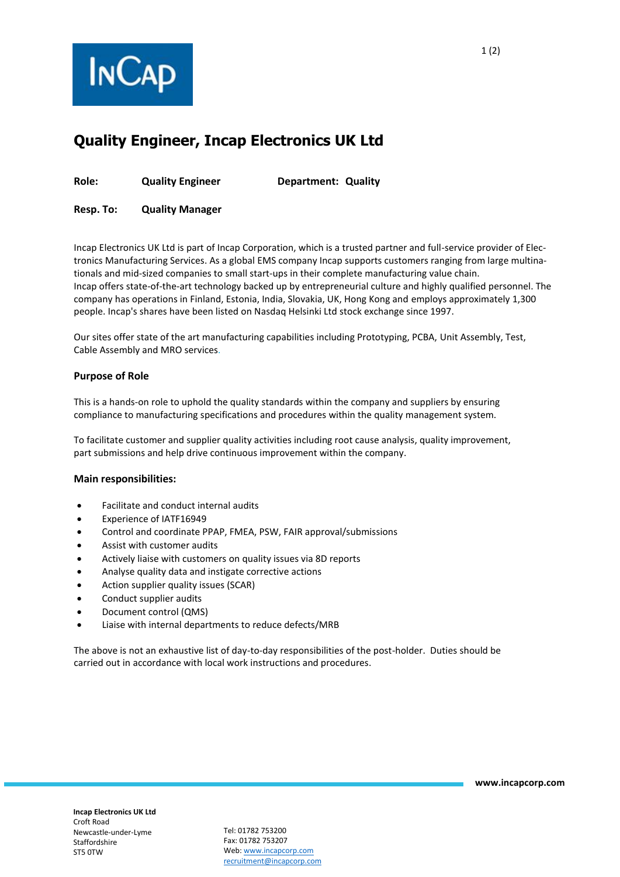# Quality Engineer, Incap Electronics UK Ltd

**Role:** **Quality Engineer** **Department:** **Quality**

**Resp. To:** **Quality Manager**

Incap Electronics UK Ltd is part of Incap Corporation, which is a trusted partner and full-service provider of Electronics Manufacturing Services. As a global EMS company Incap supports customers ranging from large multinationals and mid-sized companies to small start-ups in their complete manufacturing value chain.
Incap offers state-of-the-art technology backed up by entrepreneurial culture and highly qualified personnel. The company has operations in Finland, Estonia, India, Slovakia, UK, Hong Kong and employs approximately 1,300 people. Incap's shares have been listed on Nasdaq Helsinki Ltd stock exchange since 1997.

Our sites offer state of the art manufacturing capabilities including Prototyping, PCBA, Unit Assembly, Test, Cable Assembly and MRO services.

## Purpose of Role

This is a hands-on role to uphold the quality standards within the company and suppliers by ensuring compliance to manufacturing specifications and procedures within the quality management system.

To facilitate customer and supplier quality activities including root cause analysis, quality improvement, part submissions and help drive continuous improvement within the company.

## Main responsibilities:

- Facilitate and conduct internal audits
- Experience of IATF16949
- Control and coordinate PPAP, FMEA, PSW, FAIR approval/submissions
- Assist with customer audits
- Actively liaise with customers on quality issues via 8D reports
- Analyse quality data and instigate corrective actions
- Action supplier quality issues (SCAR)
- Conduct supplier audits
- Document control (QMS)
- Liaise with internal departments to reduce defects/MRB

The above is not an exhaustive list of day-to-day responsibilities of the post-holder. Duties should be carried out in accordance with local work instructions and procedures.

www.incapcorp.com

**Incap Electronics UK Ltd**
Croft Road
Newcastle-under-Lyme
Staffordshire
ST5 0TW

Tel: 01782 753200
Fax: 01782 753207
Web: www.incapcorp.com
recruitment@incapcorp.com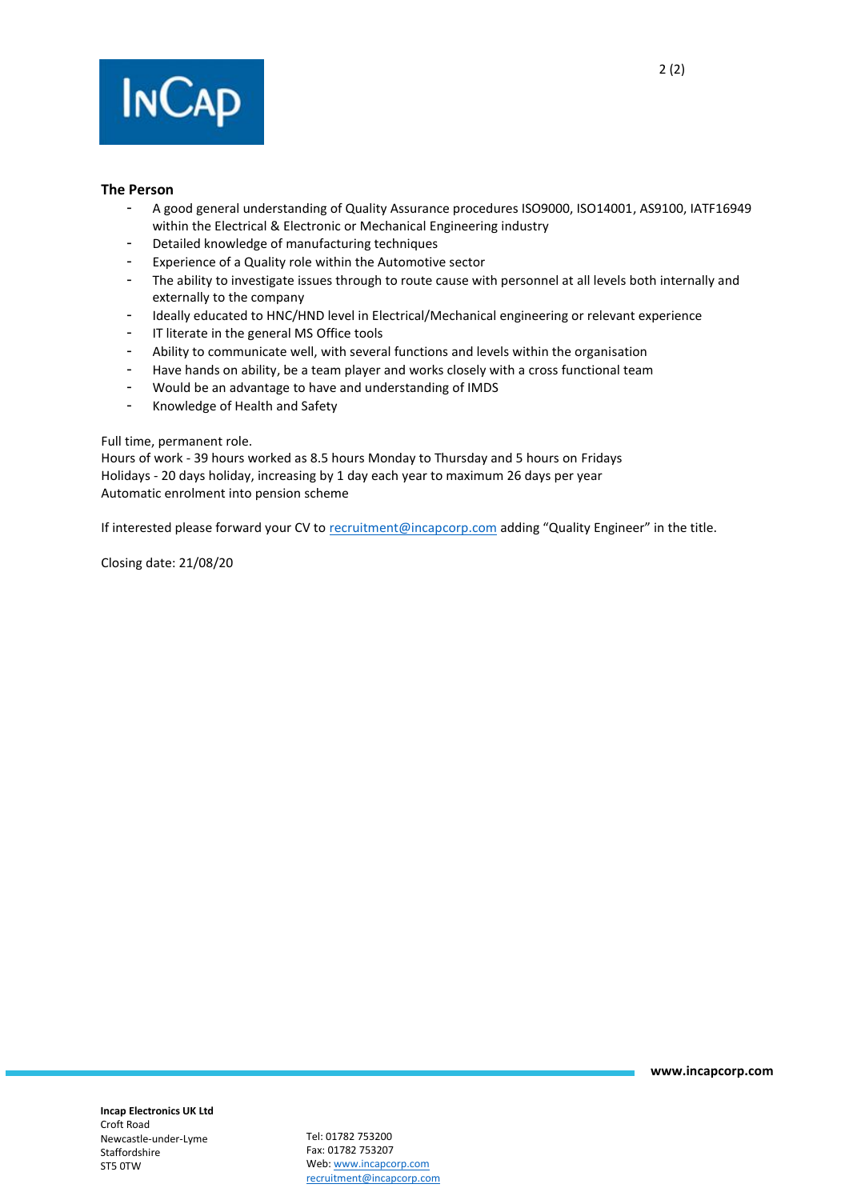## The Person

- A good general understanding of Quality Assurance procedures ISO9000, ISO14001, AS9100, IATF16949 within the Electrical & Electronic or Mechanical Engineering industry
- Detailed knowledge of manufacturing techniques
- Experience of a Quality role within the Automotive sector
- The ability to investigate issues through to route cause with personnel at all levels both internally and externally to the company
- Ideally educated to HNC/HND level in Electrical/Mechanical engineering or relevant experience
- IT literate in the general MS Office tools
- Ability to communicate well, with several functions and levels within the organisation
- Have hands on ability, be a team player and works closely with a cross functional team
- Would be an advantage to have and understanding of IMDS
- Knowledge of Health and Safety

Full time, permanent role.
Hours of work - 39 hours worked as 8.5 hours Monday to Thursday and 5 hours on Fridays
Holidays - 20 days holiday, increasing by 1 day each year to maximum 26 days per year
Automatic enrolment into pension scheme

If interested please forward your CV to recruitment@incapcorp.com adding "Quality Engineer" in the title.

Closing date: 21/08/20

**Incap Electronics UK Ltd**
Croft Road
Newcastle-under-Lyme
Staffordshire
ST5 0TW

Tel: 01782 753200
Fax: 01782 753207
Web: www.incapcorp.com
recruitment@incapcorp.com